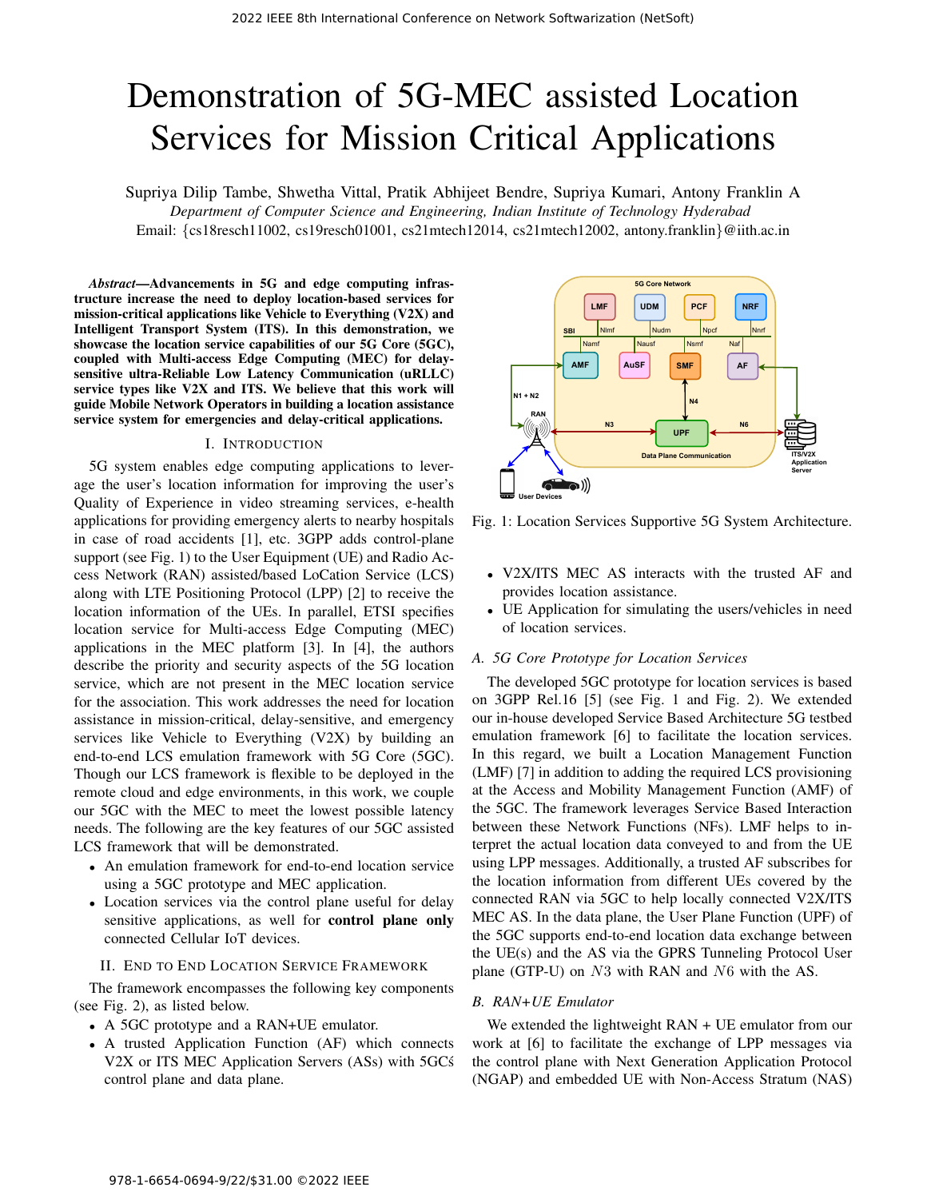# Demonstration of 5G-MEC assisted Location Services for Mission Critical Applications

Supriya Dilip Tambe, Shwetha Vittal, Pratik Abhijeet Bendre, Supriya Kumari, Antony Franklin A

*Department of Computer Science and Engineering, Indian Institute of Technology Hyderabad*

Email: {cs18resch11002, cs19resch01001, cs21mtech12014, cs21mtech12002, antony.franklin}@iith.ac.in

***Abstract*—Advancements in 5G and edge computing infrastructure increase the need to deploy location-based services for mission-critical applications like Vehicle to Everything (V2X) and Intelligent Transport System (ITS). In this demonstration, we showcase the location service capabilities of our 5G Core (5GC), coupled with Multi-access Edge Computing (MEC) for delay-sensitive ultra-Reliable Low Latency Communication (uRLLC) service types like V2X and ITS. We believe that this work will guide Mobile Network Operators in building a location assistance service system for emergencies and delay-critical applications.**

## I. Introduction

5G system enables edge computing applications to leverage the user's location information for improving the user's Quality of Experience in video streaming services, e-health applications for providing emergency alerts to nearby hospitals in case of road accidents [1], etc. 3GPP adds control-plane support (see Fig. 1) to the User Equipment (UE) and Radio Access Network (RAN) assisted/based LoCation Service (LCS) along with LTE Positioning Protocol (LPP) [2] to receive the location information of the UEs. In parallel, ETSI specifies location service for Multi-access Edge Computing (MEC) applications in the MEC platform [3]. In [4], the authors describe the priority and security aspects of the 5G location service, which are not present in the MEC location service for the association. This work addresses the need for location assistance in mission-critical, delay-sensitive, and emergency services like Vehicle to Everything (V2X) by building an end-to-end LCS emulation framework with 5G Core (5GC). Though our LCS framework is flexible to be deployed in the remote cloud and edge environments, in this work, we couple our 5GC with the MEC to meet the lowest possible latency needs. The following are the key features of our 5GC assisted LCS framework that will be demonstrated.

- An emulation framework for end-to-end location service using a 5GC prototype and MEC application.
- Location services via the control plane useful for delay sensitive applications, as well as for **control plane only** connected Cellular IoT devices.

## II. End to End Location Service Framework

The framework encompasses the following key components (see Fig. 2), as listed below.

- A 5GC prototype and a RAN+UE emulator.
- A trusted Application Function (AF) which connects V2X or ITS MEC Application Servers (ASs) with 5GC's control plane and data plane.
- V2X/ITS MEC AS interacts with the trusted AF and provides location assistance.
- UE Application for simulating the users/vehicles in need of location services.

Fig. 1: Location Services Supportive 5G System Architecture.

### A. 5G Core Prototype for Location Services

The developed 5GC prototype for location services is based on 3GPP Rel.16 [5] (see Fig. 1 and Fig. 2). We extended our in-house developed Service Based Architecture 5G testbed emulation framework [6] to facilitate the location services. In this regard, we built a Location Management Function (LMF) [7] in addition to adding the required LCS provisioning at the Access and Mobility Management Function (AMF) of the 5GC. The framework leverages Service Based Interaction between these Network Functions (NFs). LMF helps to interpret the actual location data conveyed to and from the UE using LPP messages. Additionally, a trusted AF subscribes for the location information from different UEs covered by the connected RAN via 5GC to help locally connected V2X/ITS MEC AS. In the data plane, the User Plane Function (UPF) of the 5GC supports end-to-end location data exchange between the UE(s) and the AS via the GPRS Tunneling Protocol User plane (GTP-U) on $N3$ with RAN and $N6$ with the AS.

### B. RAN+UE Emulator

We extended the lightweight RAN + UE emulator from our work at [6] to facilitate the exchange of LPP messages via the control plane with Next Generation Application Protocol (NGAP) and embedded UE with Non-Access Stratum (NAS)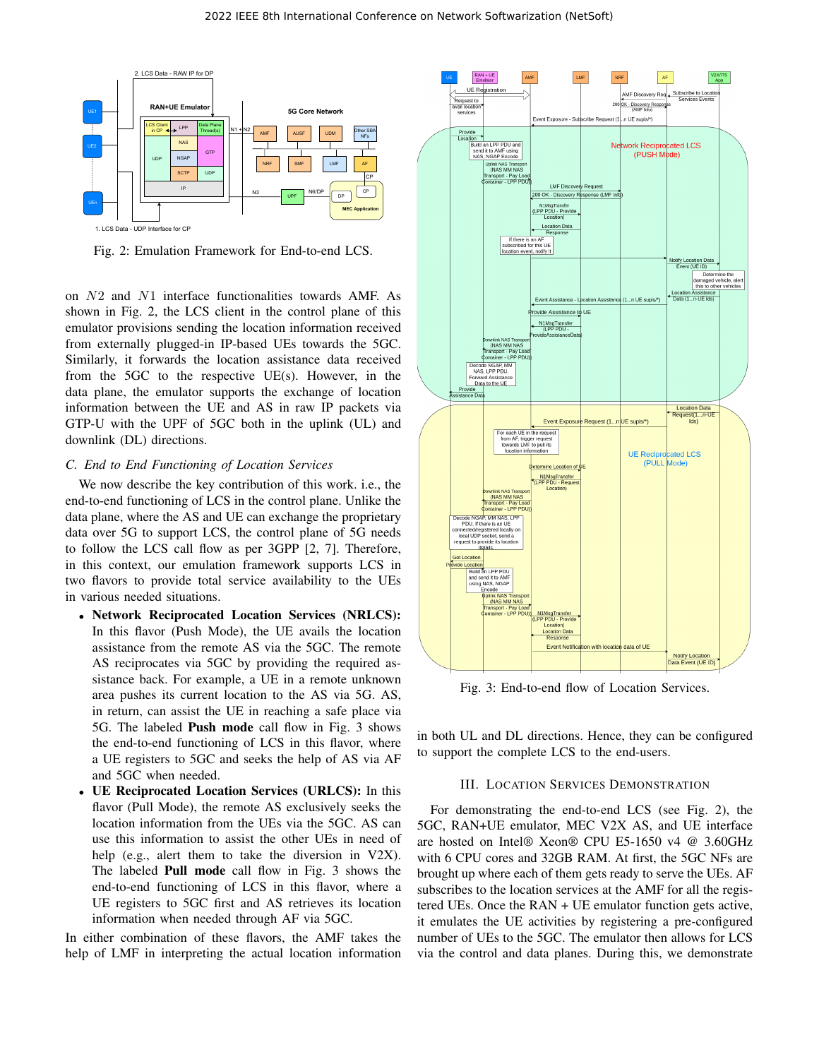Fig. 2: Emulation Framework for End-to-end LCS.

on $N2$ and $N1$ interface functionalities towards AMF. As shown in Fig. 2, the LCS client in the control plane of this emulator provisions sending the location information received from externally plugged-in IP-based UEs towards the 5GC. Similarly, it forwards the location assistance data received from the 5GC to the respective UE(s). However, in the data plane, the emulator supports the exchange of location information between the UE and AS in raw IP packets via GTP-U with the UPF of 5GC both in the uplink (UL) and downlink (DL) directions.

### C. End to End Functioning of Location Services

We now describe the key contribution of this work. i.e., the end-to-end functioning of LCS in the control plane. Unlike the data plane, where the AS and UE can exchange the proprietary data over 5G to support LCS, the control plane of 5G needs to follow the LCS call flow as per 3GPP [2, 7]. Therefore, in this context, our emulation framework supports LCS in two flavors to provide total service availability to the UEs in various needed situations.

- **Network Reciprocated Location Services (NRLCS):** In this flavor (Push Mode), the UE avails the location assistance from the remote AS via the 5GC. The remote AS reciprocates via 5GC by providing the required assistance back. For example, a UE in a remote unknown area pushes its current location to the AS via 5G. AS, in return, can assist the UE in reaching a safe place via 5G. The labeled **Push mode** call flow in Fig. 3 shows the end-to-end functioning of LCS in this flavor, where a UE registers to 5GC and seeks the help of AS via AF and 5GC when needed.
- **UE Reciprocated Location Services (URLCS):** In this flavor (Pull Mode), the remote AS exclusively seeks the location information from the UEs via the 5GC. AS can use this information to assist the other UEs in need of help (e.g., alert them to take the diversion in V2X). The labeled **Pull mode** call flow in Fig. 3 shows the end-to-end functioning of LCS in this flavor, where a UE registers to 5GC first and AS retrieves its location information when needed through AF via 5GC.

In either combination of these flavors, the AMF takes the help of LMF in interpreting the actual location information in both UL and DL directions. Hence, they can be configured to support the complete LCS to the end-users.

Fig. 3: End-to-end flow of Location Services.

## III. Location Services Demonstration

For demonstrating the end-to-end LCS (see Fig. 2), the 5GC, RAN+UE emulator, MEC V2X AS, and UE interface are hosted on Intel® Xeon® CPU E5-1650 v4 @ 3.60GHz with 6 CPU cores and 32GB RAM. At first, the 5GC NFs are brought up where each of them gets ready to serve the UEs. AF subscribes to the location services at the AMF for all the registered UEs. Once the RAN + UE emulator function gets active, it emulates the UE activities by registering a pre-configured number of UEs to the 5GC. The emulator then allows for LCS via the control and data planes. During this, we demonstrate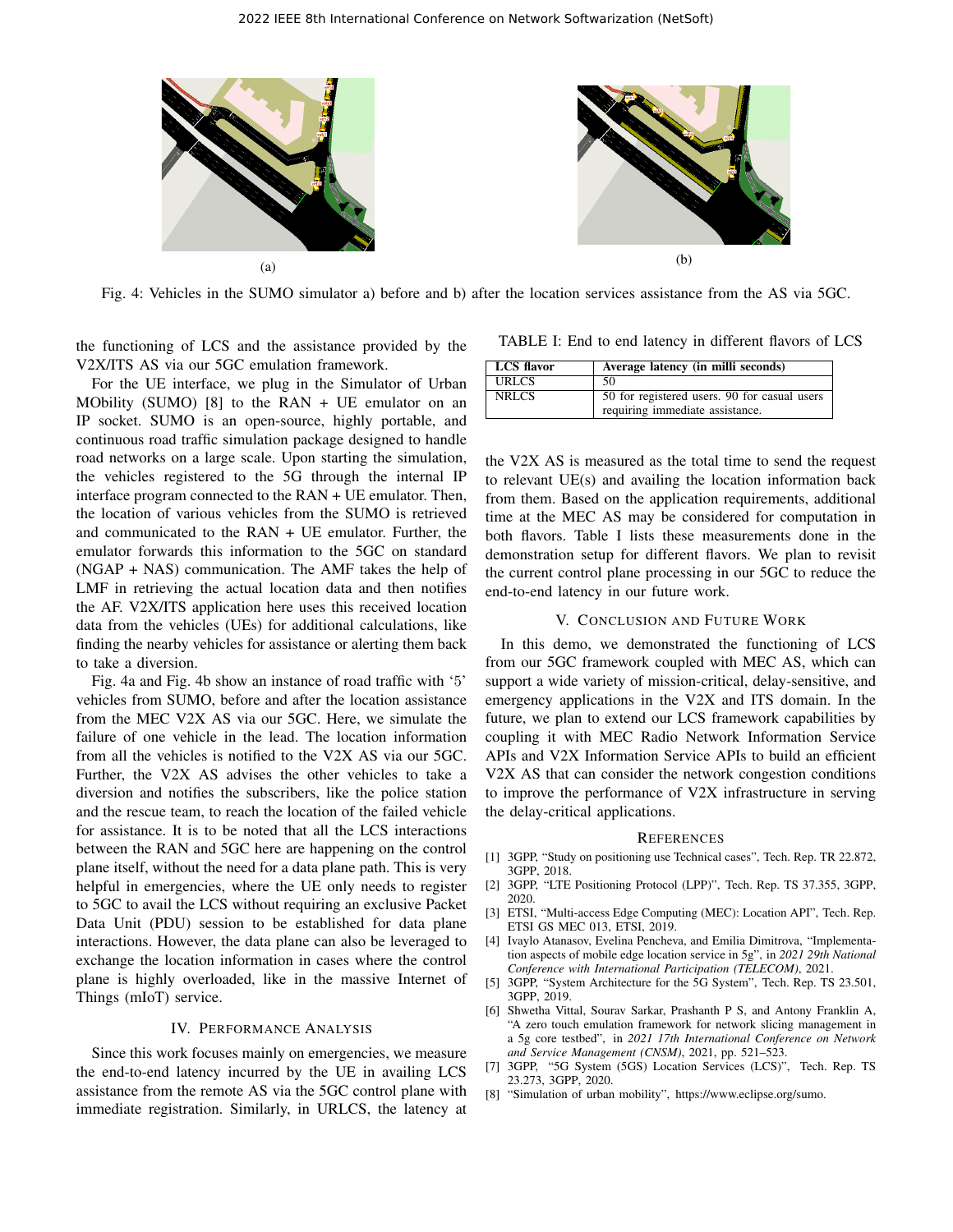(a)

(b)

Fig. 4: Vehicles in the SUMO simulator a) before and b) after the location services assistance from the AS via 5GC.

the functioning of LCS and the assistance provided by the V2X/ITS AS via our 5GC emulation framework.

For the UE interface, we plug in the Simulator of Urban MObility (SUMO) [8] to the RAN + UE emulator on an IP socket. SUMO is an open-source, highly portable, and continuous road traffic simulation package designed to handle road networks on a large scale. Upon starting the simulation, the vehicles registered to the 5G through the internal IP interface program connected to the RAN + UE emulator. Then, the location of various vehicles from the SUMO is retrieved and communicated to the RAN + UE emulator. Further, the emulator forwards this information to the 5GC on standard (NGAP + NAS) communication. The AMF takes the help of LMF in retrieving the actual location data and then notifies the AF. V2X/ITS application here uses this received location data from the vehicles (UEs) for additional calculations, like finding the nearby vehicles for assistance or alerting them back to take a diversion.

Fig. 4a and Fig. 4b show an instance of road traffic with '5' vehicles from SUMO, before and after the location assistance from the MEC V2X AS via our 5GC. Here, we simulate the failure of one vehicle in the lead. The location information from all the vehicles is notified to the V2X AS via our 5GC. Further, the V2X AS advises the other vehicles to take a diversion and notifies the subscribers, like the police station and the rescue team, to reach the location of the failed vehicle for assistance. It is to be noted that all the LCS interactions between the RAN and 5GC here are happening on the control plane itself, without the need for a data plane path. This is very helpful in emergencies, where the UE only needs to register to 5GC to avail the LCS without requiring an exclusive Packet Data Unit (PDU) session to be established for data plane interactions. However, the data plane can also be leveraged to exchange the location information in cases where the control plane is highly overloaded, like in the massive Internet of Things (mIoT) service.

## IV. Performance Analysis

Since this work focuses mainly on emergencies, we measure the end-to-end latency incurred by the UE in availing LCS assistance from the remote AS via the 5GC control plane with immediate registration. Similarly, in URLCS, the latency at the V2X AS is measured as the total time to send the request to relevant UE(s) and availing the location information back from them. Based on the application requirements, additional time at the MEC AS may be considered for computation in both flavors. Table I lists these measurements done in the demonstration setup for different flavors. We plan to revisit the current control plane processing in our 5GC to reduce the end-to-end latency in our future work.

TABLE I: End to end latency in different flavors of LCS

| LCS flavor | Average latency (in milli seconds) |
| --- | --- |
| URLCS | 50 |
| NRLCS | 50 for registered users. 90 for casual users requiring immediate assistance. |

## V. Conclusion and Future Work

In this demo, we demonstrated the functioning of LCS from our 5GC framework coupled with MEC AS, which can support a wide variety of mission-critical, delay-sensitive, and emergency applications in the V2X and ITS domain. In the future, we plan to extend our LCS framework capabilities by coupling it with MEC Radio Network Information Service APIs and V2X Information Service APIs to build an efficient V2X AS that can consider the network congestion conditions to improve the performance of V2X infrastructure in serving the delay-critical applications.

## References

[1] 3GPP, "Study on positioning use Technical cases", Tech. Rep. TR 22.872, 3GPP, 2018.

[2] 3GPP, "LTE Positioning Protocol (LPP)", Tech. Rep. TS 37.355, 3GPP, 2020.

[3] ETSI, "Multi-access Edge Computing (MEC): Location API", Tech. Rep. ETSI GS MEC 013, ETSI, 2019.

[4] Ivaylo Atanasov, Evelina Pencheva, and Emilia Dimitrova, "Implementation aspects of mobile edge location service in 5g", in *2021 29th National Conference with International Participation (TELECOM)*, 2021.

[5] 3GPP, "System Architecture for the 5G System", Tech. Rep. TS 23.501, 3GPP, 2019.

[6] Shwetha Vittal, Sourav Sarkar, Prashanth P S, and Antony Franklin A, "A zero touch emulation framework for network slicing management in a 5g core testbed", in *2021 17th International Conference on Network and Service Management (CNSM)*, 2021, pp. 521–523.

[7] 3GPP, "5G System (5GS) Location Services (LCS)", Tech. Rep. TS 23.273, 3GPP, 2020.

[8] "Simulation of urban mobility", https://www.eclipse.org/sumo.